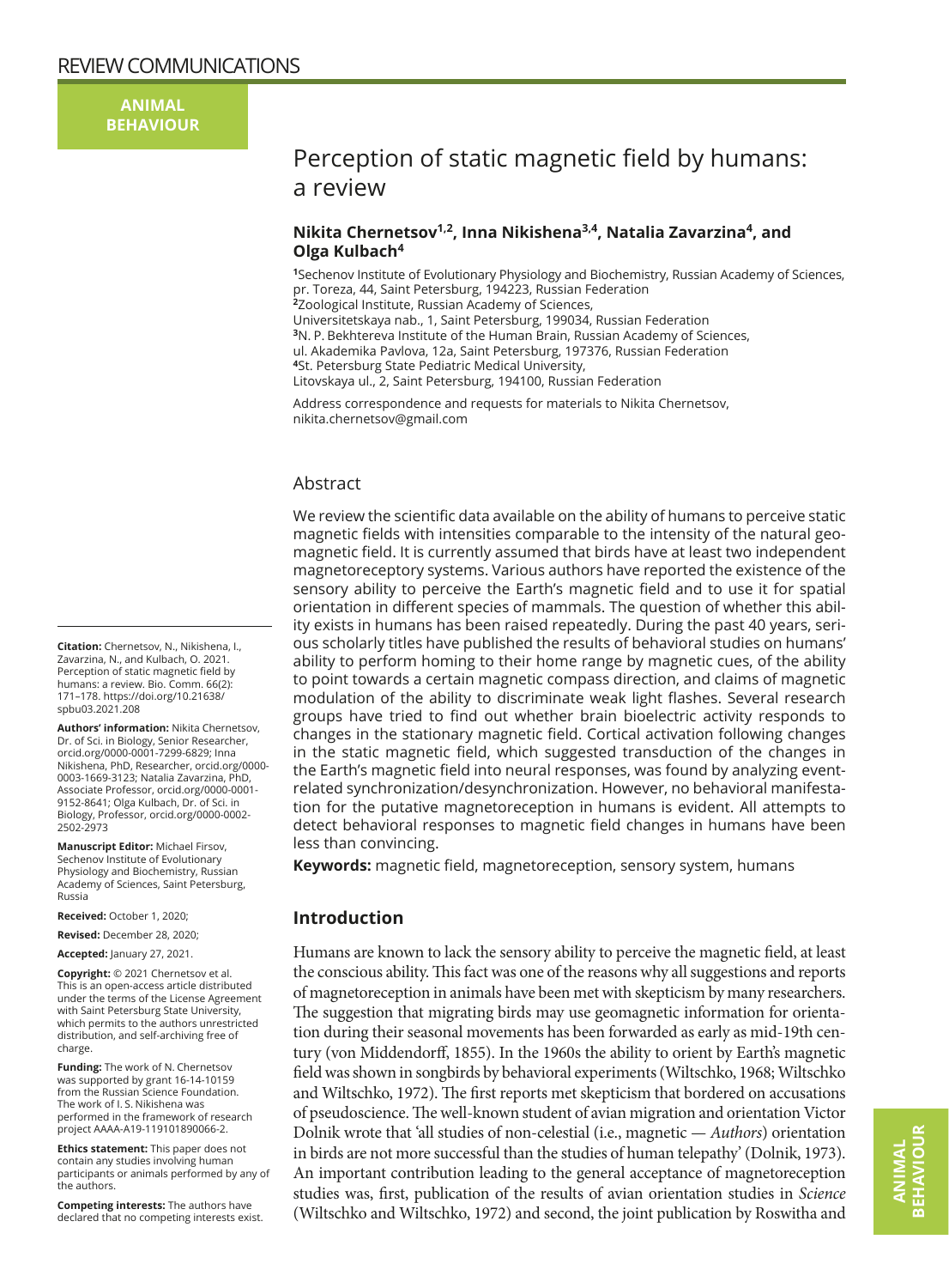REVIEW COMMUNICATIONS

**ANIMAL BEHAVIOUR**

# Perception of static magnetic field by humans: a review

**Nikita Chernetsov[1,2], Inna Nikishena[3,4], Natalia Zavarzina[4], and Olga Kulbach[4]**

[1]Sechenov Institute of Evolutionary Physiology and Biochemistry, Russian Academy of Sciences, pr. Toreza, 44, Saint Petersburg, 194223, Russian Federation
[2]Zoological Institute, Russian Academy of Sciences, Universitetskaya nab., 1, Saint Petersburg, 199034, Russian Federation
[3]N. P. Bekhtereva Institute of the Human Brain, Russian Academy of Sciences, ul. Akademika Pavlova, 12a, Saint Petersburg, 197376, Russian Federation
[4]St. Petersburg State Pediatric Medical University, Litovskaya ul., 2, Saint Petersburg, 194100, Russian Federation

Address correspondence and requests for materials to Nikita Chernetsov, nikita.chernetsov@gmail.com

## Abstract

We review the scientific data available on the ability of humans to perceive static magnetic fields with intensities comparable to the intensity of the natural geomagnetic field. It is currently assumed that birds have at least two independent magnetoreceptory systems. Various authors have reported the existence of the sensory ability to perceive the Earth's magnetic field and to use it for spatial orientation in different species of mammals. The question of whether this ability exists in humans has been raised repeatedly. During the past 40 years, serious scholarly titles have published the results of behavioral studies on humans' ability to perform homing to their home range by magnetic cues, of the ability to point towards a certain magnetic compass direction, and claims of magnetic modulation of the ability to discriminate weak light flashes. Several research groups have tried to find out whether brain bioelectric activity responds to changes in the stationary magnetic field. Cortical activation following changes in the static magnetic field, which suggested transduction of the changes in the Earth's magnetic field into neural responses, was found by analyzing event-related synchronization/desynchronization. However, no behavioral manifestation for the putative magnetoreception in humans is evident. All attempts to detect behavioral responses to magnetic field changes in humans have been less than convincing.

**Keywords:** magnetic field, magnetoreception, sensory system, humans

**Citation:** Chernetsov, N., Nikishena, I., Zavarzina, N., and Kulbach, O. 2021. Perception of static magnetic field by humans: a review. Bio. Comm. 66(2): 171–178. https://doi.org/10.21638/spbu03.2021.208

**Authors' information:** Nikita Chernetsov, Dr. of Sci. in Biology, Senior Researcher, orcid.org/0000-0001-7299-6829; Inna Nikishena, PhD, Researcher, orcid.org/0000-0003-1669-3123; Natalia Zavarzina, PhD, Associate Professor, orcid.org/0000-0001-9152-8641; Olga Kulbach, Dr. of Sci. in Biology, Professor, orcid.org/0000-0002-2502-2973

**Manuscript Editor:** Michael Firsov, Sechenov Institute of Evolutionary Physiology and Biochemistry, Russian Academy of Sciences, Saint Petersburg, Russia

**Received:** October 1, 2020;

**Revised:** December 28, 2020;

**Accepted:** January 27, 2021.

**Copyright:** © 2021 Chernetsov et al. This is an open-access article distributed under the terms of the License Agreement with Saint Petersburg State University, which permits to the authors unrestricted distribution, and self-archiving free of charge.

**Funding:** The work of N. Chernetsov was supported by grant 16-14-10159 from the Russian Science Foundation. The work of I. S. Nikishena was performed in the framework of research project AAAA-A19-119101890066-2.

**Ethics statement:** This paper does not contain any studies involving human participants or animals performed by any of the authors.

**Competing interests:** The authors have declared that no competing interests exist.

## Introduction

Humans are known to lack the sensory ability to perceive the magnetic field, at least the conscious ability. This fact was one of the reasons why all suggestions and reports of magnetoreception in animals have been met with skepticism by many researchers. The suggestion that migrating birds may use geomagnetic information for orientation during their seasonal movements has been forwarded as early as mid-19th century (von Middendorff, 1855). In the 1960s the ability to orient by Earth's magnetic field was shown in songbirds by behavioral experiments (Wiltschko, 1968; Wiltschko and Wiltschko, 1972). The first reports met skepticism that bordered on accusations of pseudoscience. The well-known student of avian migration and orientation Victor Dolnik wrote that 'all studies of non-celestial (i.e., magnetic — *Authors*) orientation in birds are not more successful than the studies of human telepathy' (Dolnik, 1973). An important contribution leading to the general acceptance of magnetoreception studies was, first, publication of the results of avian orientation studies in *Science* (Wiltschko and Wiltschko, 1972) and second, the joint publication by Roswitha and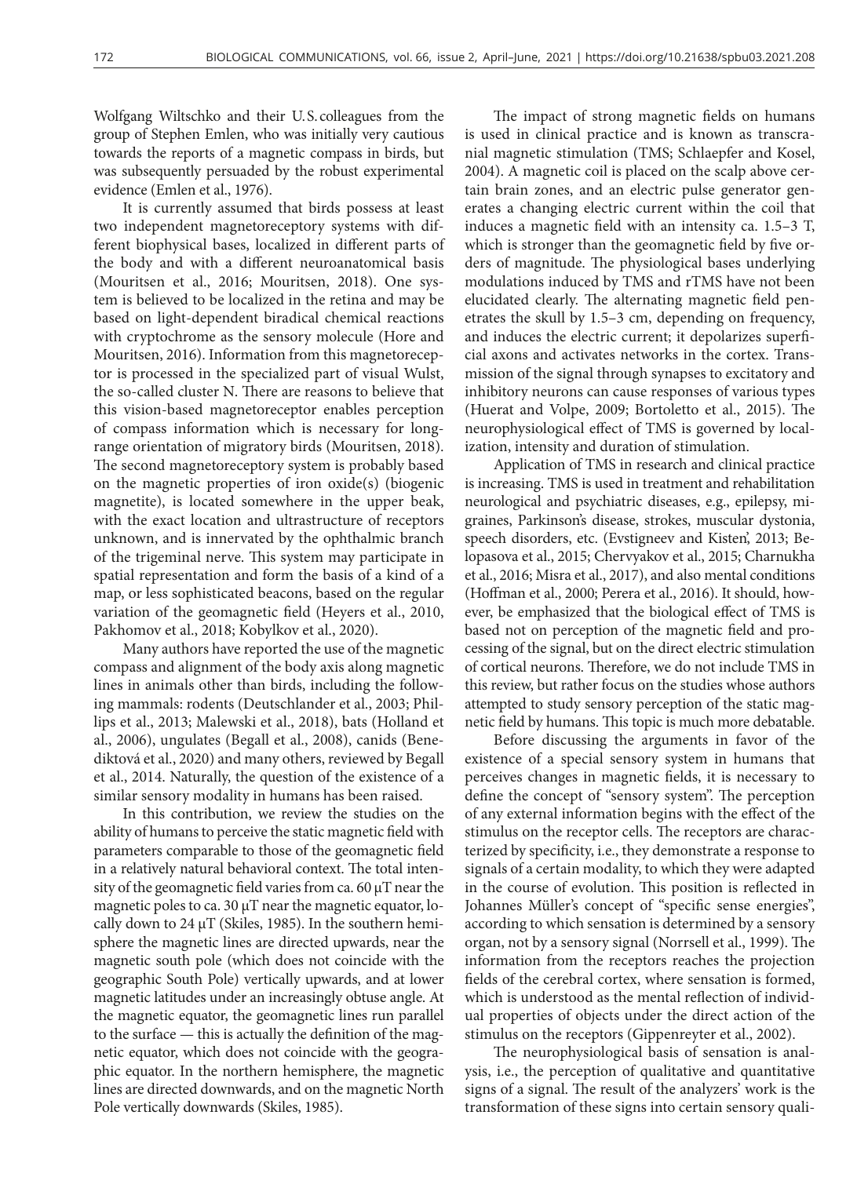Wolfgang Wiltschko and their U.S. colleagues from the group of Stephen Emlen, who was initially very cautious towards the reports of a magnetic compass in birds, but was subsequently persuaded by the robust experimental evidence (Emlen et al., 1976).

It is currently assumed that birds possess at least two independent magnetoreceptory systems with different biophysical bases, localized in different parts of the body and with a different neuroanatomical basis (Mouritsen et al., 2016; Mouritsen, 2018). One system is believed to be localized in the retina and may be based on light-dependent biradical chemical reactions with cryptochrome as the sensory molecule (Hore and Mouritsen, 2016). Information from this magnetoreceptor is processed in the specialized part of visual Wulst, the so-called cluster N. There are reasons to believe that this vision-based magnetoreceptor enables perception of compass information which is necessary for long-range orientation of migratory birds (Mouritsen, 2018). The second magnetoreceptory system is probably based on the magnetic properties of iron oxide(s) (biogenic magnetite), is located somewhere in the upper beak, with the exact location and ultrastructure of receptors unknown, and is innervated by the ophthalmic branch of the trigeminal nerve. This system may participate in spatial representation and form the basis of a kind of a map, or less sophisticated beacons, based on the regular variation of the geomagnetic field (Heyers et al., 2010, Pakhomov et al., 2018; Kobylkov et al., 2020).

Many authors have reported the use of the magnetic compass and alignment of the body axis along magnetic lines in animals other than birds, including the following mammals: rodents (Deutschlander et al., 2003; Phillips et al., 2013; Malewski et al., 2018), bats (Holland et al., 2006), ungulates (Begall et al., 2008), canids (Benediktová et al., 2020) and many others, reviewed by Begall et al., 2014. Naturally, the question of the existence of a similar sensory modality in humans has been raised.

In this contribution, we review the studies on the ability of humans to perceive the static magnetic field with parameters comparable to those of the geomagnetic field in a relatively natural behavioral context. The total intensity of the geomagnetic field varies from ca. 60 μT near the magnetic poles to ca. 30 μT near the magnetic equator, locally down to 24 μT (Skiles, 1985). In the southern hemisphere the magnetic lines are directed upwards, near the magnetic south pole (which does not coincide with the geographic South Pole) vertically upwards, and at lower magnetic latitudes under an increasingly obtuse angle. At the magnetic equator, the geomagnetic lines run parallel to the surface — this is actually the definition of the magnetic equator, which does not coincide with the geographic equator. In the northern hemisphere, the magnetic lines are directed downwards, and on the magnetic North Pole vertically downwards (Skiles, 1985).

The impact of strong magnetic fields on humans is used in clinical practice and is known as transcranial magnetic stimulation (TMS; Schlaepfer and Kosel, 2004). A magnetic coil is placed on the scalp above certain brain zones, and an electric pulse generator generates a changing electric current within the coil that induces a magnetic field with an intensity ca. 1.5–3 T, which is stronger than the geomagnetic field by five orders of magnitude. The physiological bases underlying modulations induced by TMS and rTMS have not been elucidated clearly. The alternating magnetic field penetrates the skull by 1.5–3 cm, depending on frequency, and induces the electric current; it depolarizes superficial axons and activates networks in the cortex. Transmission of the signal through synapses to excitatory and inhibitory neurons can cause responses of various types (Huerat and Volpe, 2009; Bortoletto et al., 2015). The neurophysiological effect of TMS is governed by localization, intensity and duration of stimulation.

Application of TMS in research and clinical practice is increasing. TMS is used in treatment and rehabilitation neurological and psychiatric diseases, e.g., epilepsy, migraines, Parkinson's disease, strokes, muscular dystonia, speech disorders, etc. (Evstigneev and Kisten', 2013; Belopasova et al., 2015; Chervyakov et al., 2015; Charnukha et al., 2016; Misra et al., 2017), and also mental conditions (Hoffman et al., 2000; Perera et al., 2016). It should, however, be emphasized that the biological effect of TMS is based not on perception of the magnetic field and processing of the signal, but on the direct electric stimulation of cortical neurons. Therefore, we do not include TMS in this review, but rather focus on the studies whose authors attempted to study sensory perception of the static magnetic field by humans. This topic is much more debatable.

Before discussing the arguments in favor of the existence of a special sensory system in humans that perceives changes in magnetic fields, it is necessary to define the concept of "sensory system". The perception of any external information begins with the effect of the stimulus on the receptor cells. The receptors are characterized by specificity, i.e., they demonstrate a response to signals of a certain modality, to which they were adapted in the course of evolution. This position is reflected in Johannes Müller's concept of "specific sense energies", according to which sensation is determined by a sensory organ, not by a sensory signal (Norrsell et al., 1999). The information from the receptors reaches the projection fields of the cerebral cortex, where sensation is formed, which is understood as the mental reflection of individual properties of objects under the direct action of the stimulus on the receptors (Gippenreyter et al., 2002).

The neurophysiological basis of sensation is analysis, i.e., the perception of qualitative and quantitative signs of a signal. The result of the analyzers' work is the transformation of these signs into certain sensory quali-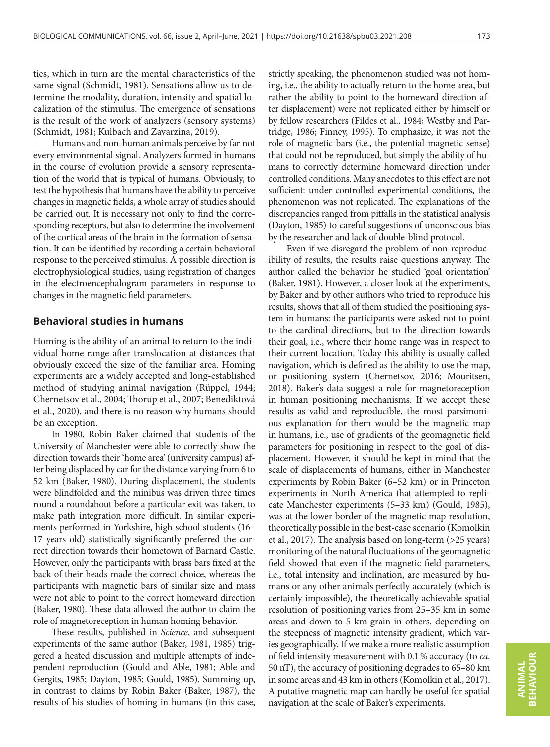ties, which in turn are the mental characteristics of the same signal (Schmidt, 1981). Sensations allow us to determine the modality, duration, intensity and spatial localization of the stimulus. The emergence of sensations is the result of the work of analyzers (sensory systems) (Schmidt, 1981; Kulbach and Zavarzina, 2019).

Humans and non-human animals perceive by far not every environmental signal. Analyzers formed in humans in the course of evolution provide a sensory representation of the world that is typical of humans. Obviously, to test the hypothesis that humans have the ability to perceive changes in magnetic fields, a whole array of studies should be carried out. It is necessary not only to find the corresponding receptors, but also to determine the involvement of the cortical areas of the brain in the formation of sensation. It can be identified by recording a certain behavioral response to the perceived stimulus. A possible direction is electrophysiological studies, using registration of changes in the electroencephalogram parameters in response to changes in the magnetic field parameters.

## Behavioral studies in humans

Homing is the ability of an animal to return to the individual home range after translocation at distances that obviously exceed the size of the familiar area. Homing experiments are a widely accepted and long-established method of studying animal navigation (Rüppel, 1944; Chernetsov et al., 2004; Thorup et al., 2007; Benediktová et al., 2020), and there is no reason why humans should be an exception.

In 1980, Robin Baker claimed that students of the University of Manchester were able to correctly show the direction towards their 'home area' (university campus) after being displaced by car for the distance varying from 6 to 52 km (Baker, 1980). During displacement, the students were blindfolded and the minibus was driven three times round a roundabout before a particular exit was taken, to make path integration more difficult. In similar experiments performed in Yorkshire, high school students (16–17 years old) statistically significantly preferred the correct direction towards their hometown of Barnard Castle. However, only the participants with brass bars fixed at the back of their heads made the correct choice, whereas the participants with magnetic bars of similar size and mass were not able to point to the correct homeward direction (Baker, 1980). These data allowed the author to claim the role of magnetoreception in human homing behavior.

These results, published in *Science*, and subsequent experiments of the same author (Baker, 1981, 1985) triggered a heated discussion and multiple attempts of independent reproduction (Gould and Able, 1981; Able and Gergits, 1985; Dayton, 1985; Gould, 1985). Summing up, in contrast to claims by Robin Baker (Baker, 1987), the results of his studies of homing in humans (in this case, strictly speaking, the phenomenon studied was not homing, i.e., the ability to actually return to the home area, but rather the ability to point to the homeward direction after displacement) were not replicated either by himself or by fellow researchers (Fildes et al., 1984; Westby and Partridge, 1986; Finney, 1995). To emphasize, it was not the role of magnetic bars (i.e., the potential magnetic sense) that could not be reproduced, but simply the ability of humans to correctly determine homeward direction under controlled conditions. Many anecdotes to this effect are not sufficient: under controlled experimental conditions, the phenomenon was not replicated. The explanations of the discrepancies ranged from pitfalls in the statistical analysis (Dayton, 1985) to careful suggestions of unconscious bias by the researcher and lack of double-blind protocol.

Even if we disregard the problem of non-reproducibility of results, the results raise questions anyway. The author called the behavior he studied 'goal orientation' (Baker, 1981). However, a closer look at the experiments, by Baker and by other authors who tried to reproduce his results, shows that all of them studied the positioning system in humans: the participants were asked not to point to the cardinal directions, but to the direction towards their goal, i.e., where their home range was in respect to their current location. Today this ability is usually called navigation, which is defined as the ability to use the map, or positioning system (Chernetsov, 2016; Mouritsen, 2018). Baker's data suggest a role for magnetoreception in human positioning mechanisms. If we accept these results as valid and reproducible, the most parsimonious explanation for them would be the magnetic map in humans, i.e., use of gradients of the geomagnetic field parameters for positioning in respect to the goal of displacement. However, it should be kept in mind that the scale of displacements of humans, either in Manchester experiments by Robin Baker (6–52 km) or in Princeton experiments in North America that attempted to replicate Manchester experiments (5–33 km) (Gould, 1985), was at the lower border of the magnetic map resolution, theoretically possible in the best-case scenario (Komolkin et al., 2017). The analysis based on long-term (>25 years) monitoring of the natural fluctuations of the geomagnetic field showed that even if the magnetic field parameters, i.e., total intensity and inclination, are measured by humans or any other animals perfectly accurately (which is certainly impossible), the theoretically achievable spatial resolution of positioning varies from 25–35 km in some areas and down to 5 km grain in others, depending on the steepness of magnetic intensity gradient, which varies geographically. If we make a more realistic assumption of field intensity measurement with 0.1% accuracy (to *ca*. 50 nT), the accuracy of positioning degrades to 65–80 km in some areas and 43 km in others (Komolkin et al., 2017). A putative magnetic map can hardly be useful for spatial navigation at the scale of Baker's experiments.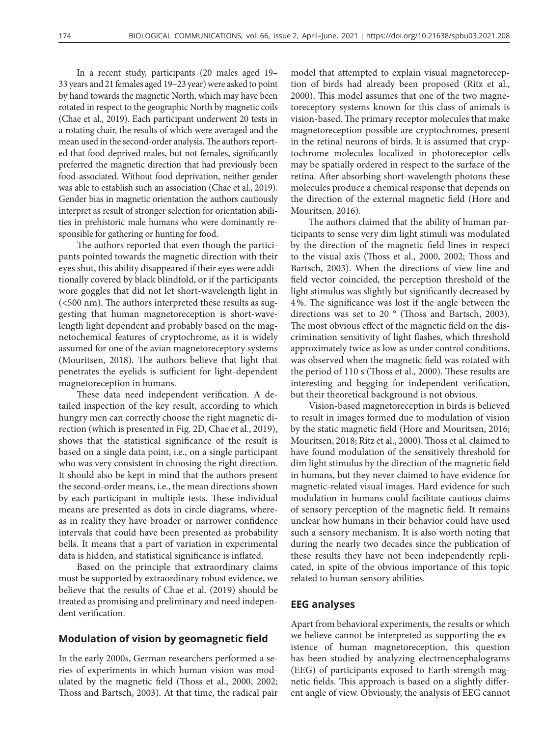In a recent study, participants (20 males aged 19–33 years and 21 females aged 19–23 year) were asked to point by hand towards the magnetic North, which may have been rotated in respect to the geographic North by magnetic coils (Chae et al., 2019). Each participant underwent 20 tests in a rotating chair, the results of which were averaged and the mean used in the second-order analysis. The authors reported that food-deprived males, but not females, significantly preferred the magnetic direction that had previously been food-associated. Without food deprivation, neither gender was able to establish such an association (Chae et al., 2019). Gender bias in magnetic orientation the authors cautiously interpret as result of stronger selection for orientation abilities in prehistoric male humans who were dominantly responsible for gathering or hunting for food.

The authors reported that even though the participants pointed towards the magnetic direction with their eyes shut, this ability disappeared if their eyes were additionally covered by black blindfold, or if the participants wore goggles that did not let short-wavelength light in (<500 nm). The authors interpreted these results as suggesting that human magnetoreception is short-wavelength light dependent and probably based on the magnetochemical features of cryptochrome, as it is widely assumed for one of the avian magnetoreceptory systems (Mouritsen, 2018). The authors believe that light that penetrates the eyelids is sufficient for light-dependent magnetoreception in humans.

These data need independent verification. A detailed inspection of the key result, according to which hungry men can correctly choose the right magnetic direction (which is presented in Fig. 2D, Chae et al., 2019), shows that the statistical significance of the result is based on a single data point, i.e., on a single participant who was very consistent in choosing the right direction. It should also be kept in mind that the authors present the second-order means, i.e., the mean directions shown by each participant in multiple tests. These individual means are presented as dots in circle diagrams, whereas in reality they have broader or narrower confidence intervals that could have been presented as probability bells. It means that a part of variation in experimental data is hidden, and statistical significance is inflated.

Based on the principle that extraordinary claims must be supported by extraordinary robust evidence, we believe that the results of Chae et al. (2019) should be treated as promising and preliminary and need independent verification.

## Modulation of vision by geomagnetic field

In the early 2000s, German researchers performed a series of experiments in which human vision was modulated by the magnetic field (Thoss et al., 2000, 2002; Thoss and Bartsch, 2003). At that time, the radical pair model that attempted to explain visual magnetoreception of birds had already been proposed (Ritz et al., 2000). This model assumes that one of the two magnetoreceptory systems known for this class of animals is vision-based. The primary receptor molecules that make magnetoreception possible are cryptochromes, present in the retinal neurons of birds. It is assumed that cryptochrome molecules localized in photoreceptor cells may be spatially ordered in respect to the surface of the retina. After absorbing short-wavelength photons these molecules produce a chemical response that depends on the direction of the external magnetic field (Hore and Mouritsen, 2016).

The authors claimed that the ability of human participants to sense very dim light stimuli was modulated by the direction of the magnetic field lines in respect to the visual axis (Thoss et al., 2000, 2002; Thoss and Bartsch, 2003). When the directions of view line and field vector coincided, the perception threshold of the light stimulus was slightly but significantly decreased by 4%. The significance was lost if the angle between the directions was set to 20 ° (Thoss and Bartsch, 2003). The most obvious effect of the magnetic field on the discrimination sensitivity of light flashes, which threshold approximately twice as low as under control conditions, was observed when the magnetic field was rotated with the period of 110 s (Thoss et al., 2000). These results are interesting and begging for independent verification, but their theoretical background is not obvious.

Vision-based magnetoreception in birds is believed to result in images formed due to modulation of vision by the static magnetic field (Hore and Mouritsen, 2016; Mouritsen, 2018; Ritz et al., 2000). Thoss et al. claimed to have found modulation of the sensitively threshold for dim light stimulus by the direction of the magnetic field in humans, but they never claimed to have evidence for magnetic-related visual images. Hard evidence for such modulation in humans could facilitate cautious claims of sensory perception of the magnetic field. It remains unclear how humans in their behavior could have used such a sensory mechanism. It is also worth noting that during the nearly two decades since the publication of these results they have not been independently replicated, in spite of the obvious importance of this topic related to human sensory abilities.

## EEG analyses

Apart from behavioral experiments, the results or which we believe cannot be interpreted as supporting the existence of human magnetoreception, this question has been studied by analyzing electroencephalograms (EEG) of participants exposed to Earth-strength magnetic fields. This approach is based on a slightly different angle of view. Obviously, the analysis of EEG cannot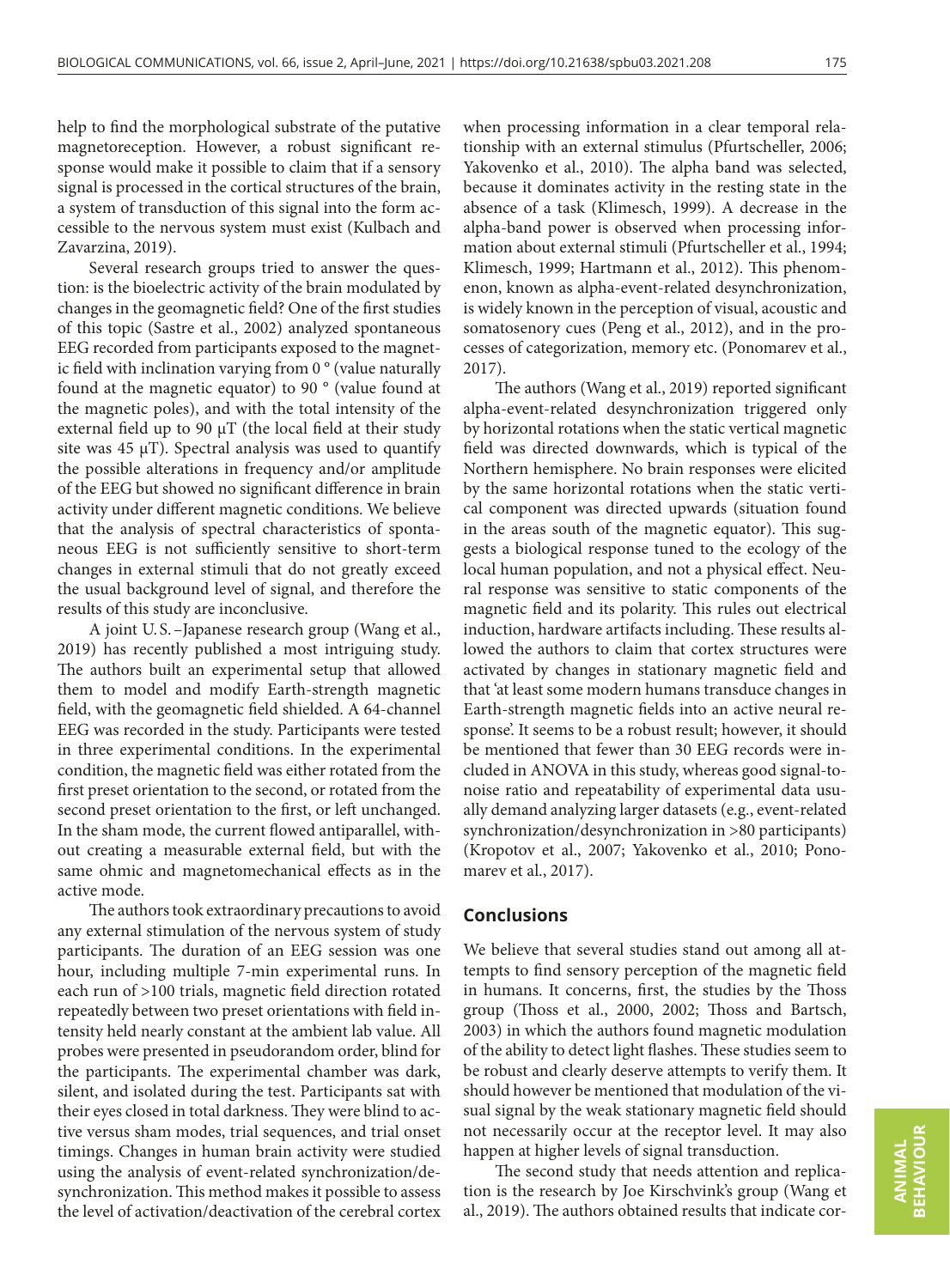help to find the morphological substrate of the putative magnetoreception. However, a robust significant response would make it possible to claim that if a sensory signal is processed in the cortical structures of the brain, a system of transduction of this signal into the form accessible to the nervous system must exist (Kulbach and Zavarzina, 2019).

Several research groups tried to answer the question: is the bioelectric activity of the brain modulated by changes in the geomagnetic field? One of the first studies of this topic (Sastre et al., 2002) analyzed spontaneous EEG recorded from participants exposed to the magnetic field with inclination varying from 0 ° (value naturally found at the magnetic equator) to 90 ° (value found at the magnetic poles), and with the total intensity of the external field up to 90 μT (the local field at their study site was 45 μT). Spectral analysis was used to quantify the possible alterations in frequency and/or amplitude of the EEG but showed no significant difference in brain activity under different magnetic conditions. We believe that the analysis of spectral characteristics of spontaneous EEG is not sufficiently sensitive to short-term changes in external stimuli that do not greatly exceed the usual background level of signal, and therefore the results of this study are inconclusive.

A joint U.S.–Japanese research group (Wang et al., 2019) has recently published a most intriguing study. The authors built an experimental setup that allowed them to model and modify Earth-strength magnetic field, with the geomagnetic field shielded. A 64-channel EEG was recorded in the study. Participants were tested in three experimental conditions. In the experimental condition, the magnetic field was either rotated from the first preset orientation to the second, or rotated from the second preset orientation to the first, or left unchanged. In the sham mode, the current flowed antiparallel, without creating a measurable external field, but with the same ohmic and magnetomechanical effects as in the active mode.

The authors took extraordinary precautions to avoid any external stimulation of the nervous system of study participants. The duration of an EEG session was one hour, including multiple 7-min experimental runs. In each run of >100 trials, magnetic field direction rotated repeatedly between two preset orientations with field intensity held nearly constant at the ambient lab value. All probes were presented in pseudorandom order, blind for the participants. The experimental chamber was dark, silent, and isolated during the test. Participants sat with their eyes closed in total darkness. They were blind to active versus sham modes, trial sequences, and trial onset timings. Changes in human brain activity were studied using the analysis of event-related synchronization/desynchronization. This method makes it possible to assess the level of activation/deactivation of the cerebral cortex when processing information in a clear temporal relationship with an external stimulus (Pfurtscheller, 2006; Yakovenko et al., 2010). The alpha band was selected, because it dominates activity in the resting state in the absence of a task (Klimesch, 1999). A decrease in the alpha-band power is observed when processing information about external stimuli (Pfurtscheller et al., 1994; Klimesch, 1999; Hartmann et al., 2012). This phenomenon, known as alpha-event-related desynchronization, is widely known in the perception of visual, acoustic and somatosenory cues (Peng et al., 2012), and in the processes of categorization, memory etc. (Ponomarev et al., 2017).

The authors (Wang et al., 2019) reported significant alpha-event-related desynchronization triggered only by horizontal rotations when the static vertical magnetic field was directed downwards, which is typical of the Northern hemisphere. No brain responses were elicited by the same horizontal rotations when the static vertical component was directed upwards (situation found in the areas south of the magnetic equator). This suggests a biological response tuned to the ecology of the local human population, and not a physical effect. Neural response was sensitive to static components of the magnetic field and its polarity. This rules out electrical induction, hardware artifacts including. These results allowed the authors to claim that cortex structures were activated by changes in stationary magnetic field and that 'at least some modern humans transduce changes in Earth-strength magnetic fields into an active neural response'. It seems to be a robust result; however, it should be mentioned that fewer than 30 EEG records were included in ANOVA in this study, whereas good signal-to-noise ratio and repeatability of experimental data usually demand analyzing larger datasets (e.g., event-related synchronization/desynchronization in >80 participants) (Kropotov et al., 2007; Yakovenko et al., 2010; Ponomarev et al., 2017).

## Conclusions

We believe that several studies stand out among all attempts to find sensory perception of the magnetic field in humans. It concerns, first, the studies by the Thoss group (Thoss et al., 2000, 2002; Thoss and Bartsch, 2003) in which the authors found magnetic modulation of the ability to detect light flashes. These studies seem to be robust and clearly deserve attempts to verify them. It should however be mentioned that modulation of the visual signal by the weak stationary magnetic field should not necessarily occur at the receptor level. It may also happen at higher levels of signal transduction.

The second study that needs attention and replication is the research by Joe Kirschvink's group (Wang et al., 2019). The authors obtained results that indicate cor-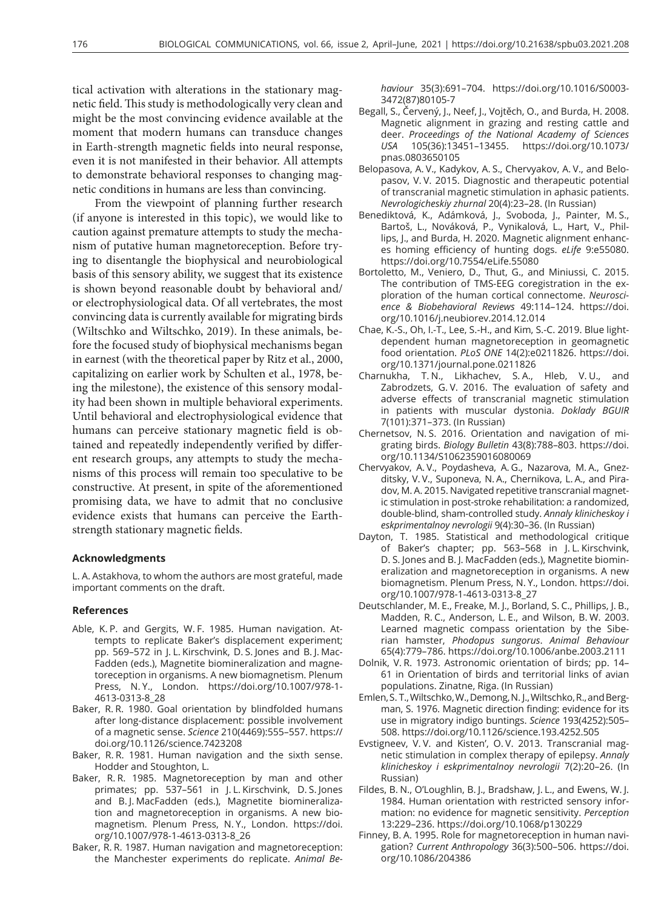tical activation with alterations in the stationary magnetic field. This study is methodologically very clean and might be the most convincing evidence available at the moment that modern humans can transduce changes in Earth-strength magnetic fields into neural response, even it is not manifested in their behavior. All attempts to demonstrate behavioral responses to changing magnetic conditions in humans are less than convincing.

From the viewpoint of planning further research (if anyone is interested in this topic), we would like to caution against premature attempts to study the mechanism of putative human magnetoreception. Before trying to disentangle the biophysical and neurobiological basis of this sensory ability, we suggest that its existence is shown beyond reasonable doubt by behavioral and/or electrophysiological data. Of all vertebrates, the most convincing data is currently available for migrating birds (Wiltschko and Wiltschko, 2019). In these animals, before the focused study of biophysical mechanisms began in earnest (with the theoretical paper by Ritz et al., 2000, capitalizing on earlier work by Schulten et al., 1978, being the milestone), the existence of this sensory modality had been shown in multiple behavioral experiments. Until behavioral and electrophysiological evidence that humans can perceive stationary magnetic field is obtained and repeatedly independently verified by different research groups, any attempts to study the mechanisms of this process will remain too speculative to be constructive. At present, in spite of the aforementioned promising data, we have to admit that no conclusive evidence exists that humans can perceive the Earth-strength stationary magnetic fields.

## Acknowledgments

L. A. Astakhova, to whom the authors are most grateful, made important comments on the draft.

## References

Able, K. P. and Gergits, W. F. 1985. Human navigation. Attempts to replicate Baker's displacement experiment; pp. 569–572 in J. L. Kirschvink, D. S. Jones and B. J. MacFadden (eds.), Magnetite biomineralization and magnetoreception in organisms. A new biomagnetism. Plenum Press, N. Y., London. https://doi.org/10.1007/978-1-4613-0313-8_28

Baker, R. R. 1980. Goal orientation by blindfolded humans after long-distance displacement: possible involvement of a magnetic sense. *Science* 210(4469):555–557. https://doi.org/10.1126/science.7423208

Baker, R. R. 1981. Human navigation and the sixth sense. Hodder and Stoughton, L.

Baker, R. R. 1985. Magnetoreception by man and other primates; pp. 537–561 in J. L. Kirschvink, D. S. Jones and B. J. MacFadden (eds.), Magnetite biomineralization and magnetoreception in organisms. A new biomagnetism. Plenum Press, N. Y., London. https://doi.org/10.1007/978-1-4613-0313-8_26

Baker, R. R. 1987. Human navigation and magnetoreception: the Manchester experiments do replicate. *Animal Behaviour* 35(3):691–704. https://doi.org/10.1016/S0003-3472(87)80105-7

Begall, S., Červený, J., Neef, J., Vojtěch, O., and Burda, H. 2008. Magnetic alignment in grazing and resting cattle and deer. *Proceedings of the National Academy of Sciences USA* 105(36):13451–13455. https://doi.org/10.1073/pnas.0803650105

Belopasova, A. V., Kadykov, A. S., Chervyakov, A. V., and Belopasov, V. V. 2015. Diagnostic and therapeutic potential of transcranial magnetic stimulation in aphasic patients. *Nevrologicheskiy zhurnal* 20(4):23–28. (In Russian)

Benediktová, K., Adámková, J., Svoboda, J., Painter, M. S., Bartoš, L., Nováková, P., Vynikalová, L., Hart, V., Phillips, J., and Burda, H. 2020. Magnetic alignment enhances homing efficiency of hunting dogs. *eLife* 9:e55080. https://doi.org/10.7554/eLife.55080

Bortoletto, M., Veniero, D., Thut, G., and Miniussi, C. 2015. The contribution of TMS-EEG coregistration in the exploration of the human cortical connectome. *Neuroscience & Biobehavioral Reviews* 49:114–124. https://doi.org/10.1016/j.neubiorev.2014.12.014

Chae, K.-S., Oh, I.-T., Lee, S.-H., and Kim, S.-C. 2019. Blue light-dependent human magnetoreception in geomagnetic food orientation. *PLoS ONE* 14(2):e0211826. https://doi.org/10.1371/journal.pone.0211826

Charnukha, T. N., Likhachev, S. A., Hleb, V. U., and Zabrodzets, G. V. 2016. The evaluation of safety and adverse effects of transcranial magnetic stimulation in patients with muscular dystonia. *Doklady BGUIR* 7(101):371–373. (In Russian)

Chernetsov, N. S. 2016. Orientation and navigation of migrating birds. *Biology Bulletin* 43(8):788–803. https://doi.org/10.1134/S1062359016080069

Chervyakov, A. V., Poydasheva, A. G., Nazarova, M. A., Gnezditsky, V. V., Suponeva, N. A., Chernikova, L. A., and Piradov, M. A. 2015. Navigated repetitive transcranial magnetic stimulation in post-stroke rehabilitation: a randomized, double-blind, sham-controlled study. *Annaly klinicheskoy i eskprimentalnoy nevrologii* 9(4):30–36. (In Russian)

Dayton, T. 1985. Statistical and methodological critique of Baker's chapter; pp. 563–568 in J. L. Kirschvink, D. S. Jones and B. J. MacFadden (eds.), Magnetite biomineralization and magnetoreception in organisms. A new biomagnetism. Plenum Press, N. Y., London. https://doi.org/10.1007/978-1-4613-0313-8_27

Deutschlander, M. E., Freake, M. J., Borland, S. C., Phillips, J. B., Madden, R. C., Anderson, L. E., and Wilson, B. W. 2003. Learned magnetic compass orientation by the Siberian hamster, *Phodopus sungorus*. *Animal Behaviour* 65(4):779–786. https://doi.org/10.1006/anbe.2003.2111

Dolnik, V. R. 1973. Astronomic orientation of birds; pp. 14–61 in Orientation of birds and territorial links of avian populations. Zinatne, Riga. (In Russian)

Emlen, S. T., Wiltschko, W., Demong, N. J., Wiltschko, R., and Bergman, S. 1976. Magnetic direction finding: evidence for its use in migratory indigo buntings. *Science* 193(4252):505–508. https://doi.org/10.1126/science.193.4252.505

Evstigneev, V. V. and Kisten', O. V. 2013. Transcranial magnetic stimulation in complex therapy of epilepsy. *Annaly klinicheskoy i eskprimentalnoy nevrologii* 7(2):20–26. (In Russian)

Fildes, B. N., O'Loughlin, B. J., Bradshaw, J. L., and Ewens, W. J. 1984. Human orientation with restricted sensory information: no evidence for magnetic sensitivity. *Perception* 13:229–236. https://doi.org/10.1068/p130229

Finney, B. A. 1995. Role for magnetoreception in human navigation? *Current Anthropology* 36(3):500–506. https://doi.org/10.1086/204386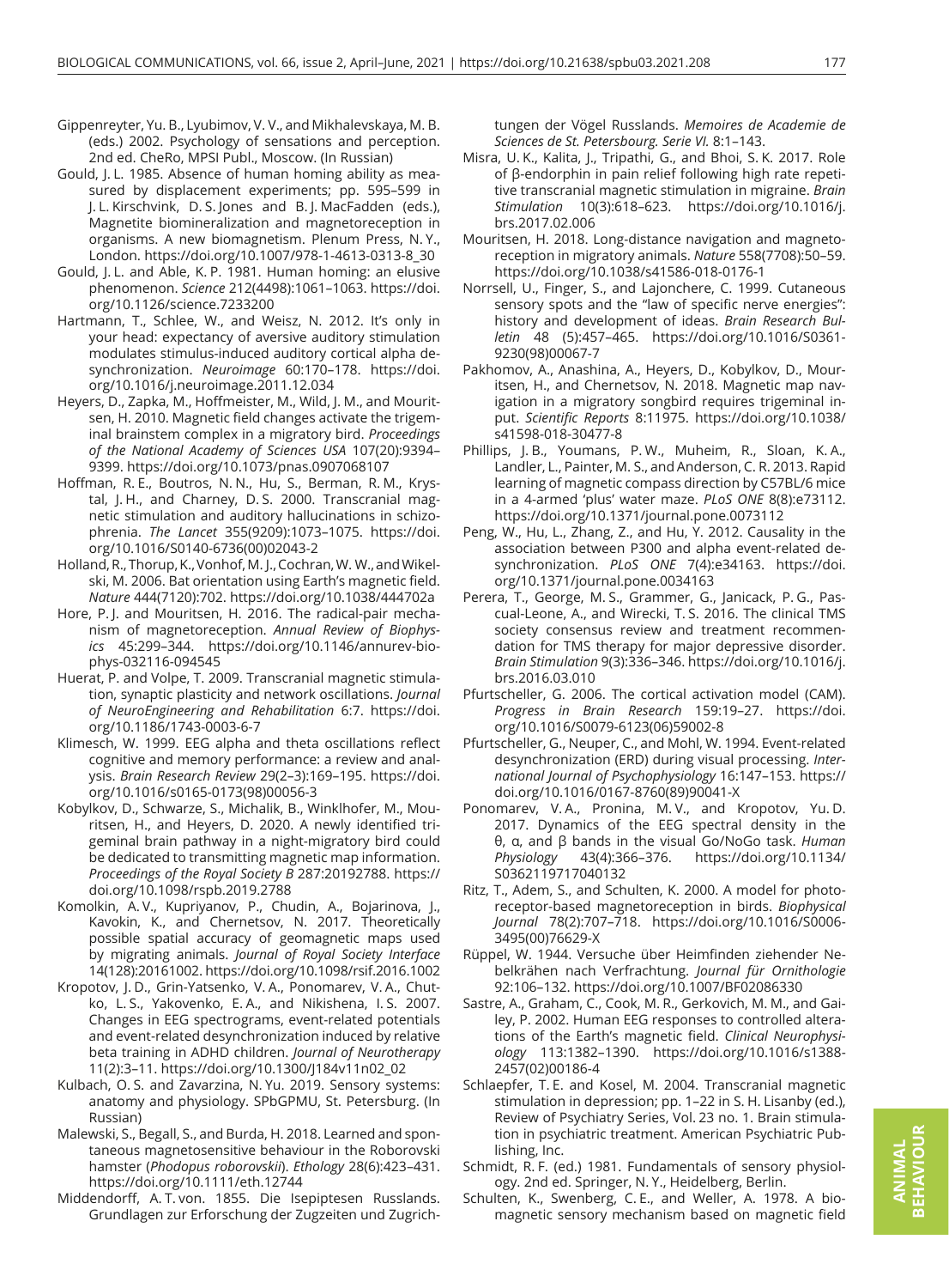Gippenreyter, Yu. B., Lyubimov, V. V., and Mikhalevskaya, M. B. (eds.) 2002. Psychology of sensations and perception. 2nd ed. CheRo, MPSI Publ., Moscow. (In Russian)

Gould, J. L. 1985. Absence of human homing ability as measured by displacement experiments; pp. 595–599 in J. L. Kirschvink, D. S. Jones and B. J. MacFadden (eds.), Magnetite biomineralization and magnetoreception in organisms. A new biomagnetism. Plenum Press, N. Y., London. https://doi.org/10.1007/978-1-4613-0313-8_30

Gould, J. L. and Able, K. P. 1981. Human homing: an elusive phenomenon. *Science* 212(4498):1061–1063. https://doi.org/10.1126/science.7233200

Hartmann, T., Schlee, W., and Weisz, N. 2012. It's only in your head: expectancy of aversive auditory stimulation modulates stimulus-induced auditory cortical alpha desynchronization. *Neuroimage* 60:170–178. https://doi.org/10.1016/j.neuroimage.2011.12.034

Heyers, D., Zapka, M., Hoffmeister, M., Wild, J. M., and Mouritsen, H. 2010. Magnetic field changes activate the trigeminal brainstem complex in a migratory bird. *Proceedings of the National Academy of Sciences USA* 107(20):9394–9399. https://doi.org/10.1073/pnas.0907068107

Hoffman, R. E., Boutros, N. N., Hu, S., Berman, R. M., Krystal, J. H., and Charney, D. S. 2000. Transcranial magnetic stimulation and auditory hallucinations in schizophrenia. *The Lancet* 355(9209):1073–1075. https://doi.org/10.1016/S0140-6736(00)02043-2

Holland, R., Thorup, K., Vonhof, M. J., Cochran, W. W., and Wikelski, M. 2006. Bat orientation using Earth's magnetic field. *Nature* 444(7120):702. https://doi.org/10.1038/444702a

Hore, P. J. and Mouritsen, H. 2016. The radical-pair mechanism of magnetoreception. *Annual Review of Biophysics* 45:299–344. https://doi.org/10.1146/annurev-biophys-032116-094545

Huerat, P. and Volpe, T. 2009. Transcranial magnetic stimulation, synaptic plasticity and network oscillations. *Journal of NeuroEngineering and Rehabilitation* 6:7. https://doi.org/10.1186/1743-0003-6-7

Klimesch, W. 1999. EEG alpha and theta oscillations reflect cognitive and memory performance: a review and analysis. *Brain Research Review* 29(2–3):169–195. https://doi.org/10.1016/s0165-0173(98)00056-3

Kobylkov, D., Schwarze, S., Michalik, B., Winklhofer, M., Mouritsen, H., and Heyers, D. 2020. A newly identified trigeminal brain pathway in a night-migratory bird could be dedicated to transmitting magnetic map information. *Proceedings of the Royal Society B* 287:20192788. https://doi.org/10.1098/rspb.2019.2788

Komolkin, A. V., Kupriyanov, P., Chudin, A., Bojarinova, J., Kavokin, K., and Chernetsov, N. 2017. Theoretically possible spatial accuracy of geomagnetic maps used by migrating animals. *Journal of Royal Society Interface* 14(128):20161002. https://doi.org/10.1098/rsif.2016.1002

Kropotov, J. D., Grin-Yatsenko, V. A., Ponomarev, V. A., Chutko, L. S., Yakovenko, E. A., and Nikishena, I. S. 2007. Changes in EEG spectrograms, event-related potentials and event-related desynchronization induced by relative beta training in ADHD children. *Journal of Neurotherapy* 11(2):3–11. https://doi.org/10.1300/J184v11n02_02

Kulbach, O. S. and Zavarzina, N. Yu. 2019. Sensory systems: anatomy and physiology. SPbGPMU, St. Petersburg. (In Russian)

Malewski, S., Begall, S., and Burda, H. 2018. Learned and spontaneous magnetosensitive behaviour in the Roborovski hamster (*Phodopus roborovskii*). *Ethology* 28(6):423–431. https://doi.org/10.1111/eth.12744

Middendorff, A. T. von. 1855. Die Isepiptesen Russlands. Grundlagen zur Erforschung der Zugzeiten und Zugrichtungen der Vögel Russlands. *Memoires de Academie de Sciences de St. Petersbourg. Serie VI.* 8:1–143.

Misra, U. K., Kalita, J., Tripathi, G., and Bhoi, S. K. 2017. Role of β-endorphin in pain relief following high rate repetitive transcranial magnetic stimulation in migraine. *Brain Stimulation* 10(3):618–623. https://doi.org/10.1016/j.brs.2017.02.006

Mouritsen, H. 2018. Long-distance navigation and magnetoreception in migratory animals. *Nature* 558(7708):50–59. https://doi.org/10.1038/s41586-018-0176-1

Norrsell, U., Finger, S., and Lajonchere, C. 1999. Cutaneous sensory spots and the "law of specific nerve energies": history and development of ideas. *Brain Research Bulletin* 48 (5):457–465. https://doi.org/10.1016/S0361-9230(98)00067-7

Pakhomov, A., Anashina, A., Heyers, D., Kobylkov, D., Mouritsen, H., and Chernetsov, N. 2018. Magnetic map navigation in a migratory songbird requires trigeminal input. *Scientific Reports* 8:11975. https://doi.org/10.1038/s41598-018-30477-8

Phillips, J. B., Youmans, P. W., Muheim, R., Sloan, K. A., Landler, L., Painter, M. S., and Anderson, C. R. 2013. Rapid learning of magnetic compass direction by C57BL/6 mice in a 4-armed 'plus' water maze. *PLoS ONE* 8(8):e73112. https://doi.org/10.1371/journal.pone.0073112

Peng, W., Hu, L., Zhang, Z., and Hu, Y. 2012. Causality in the association between P300 and alpha event-related desynchronization. *PLoS ONE* 7(4):e34163. https://doi.org/10.1371/journal.pone.0034163

Perera, T., George, M. S., Grammer, G., Janicack, P. G., Pascual-Leone, A., and Wirecki, T. S. 2016. The clinical TMS society consensus review and treatment recommendation for TMS therapy for major depressive disorder. *Brain Stimulation* 9(3):336–346. https://doi.org/10.1016/j.brs.2016.03.010

Pfurtscheller, G. 2006. The cortical activation model (CAM). *Progress in Brain Research* 159:19–27. https://doi.org/10.1016/S0079-6123(06)59002-8

Pfurtscheller, G., Neuper, C., and Mohl, W. 1994. Event-related desynchronization (ERD) during visual processing. *International Journal of Psychophysiology* 16:147–153. https://doi.org/10.1016/0167-8760(89)90041-X

Ponomarev, V. A., Pronina, M. V., and Kropotov, Yu. D. 2017. Dynamics of the EEG spectral density in the θ, α, and β bands in the visual Go/NoGo task. *Human Physiology* 43(4):366–376. https://doi.org/10.1134/S0362119717040132

Ritz, T., Adem, S., and Schulten, K. 2000. A model for photoreceptor-based magnetoreception in birds. *Biophysical Journal* 78(2):707–718. https://doi.org/10.1016/S0006-3495(00)76629-X

Rüppel, W. 1944. Versuche über Heimfinden ziehender Nebelkrähen nach Verfrachtung. *Journal für Ornithologie* 92:106–132. https://doi.org/10.1007/BF02086330

Sastre, A., Graham, C., Cook, M. R., Gerkovich, M. M., and Gailey, P. 2002. Human EEG responses to controlled alterations of the Earth's magnetic field. *Clinical Neurophysiology* 113:1382–1390. https://doi.org/10.1016/s1388-2457(02)00186-4

Schlaepfer, T. E. and Kosel, M. 2004. Transcranial magnetic stimulation in depression; pp. 1–22 in S. H. Lisanby (ed.), Review of Psychiatry Series, Vol. 23 no. 1. Brain stimulation in psychiatric treatment. American Psychiatric Publishing, Inc.

Schmidt, R. F. (ed.) 1981. Fundamentals of sensory physiology. 2nd ed. Springer, N. Y., Heidelberg, Berlin.

Schulten, K., Swenberg, C. E., and Weller, A. 1978. A biomagnetic sensory mechanism based on magnetic field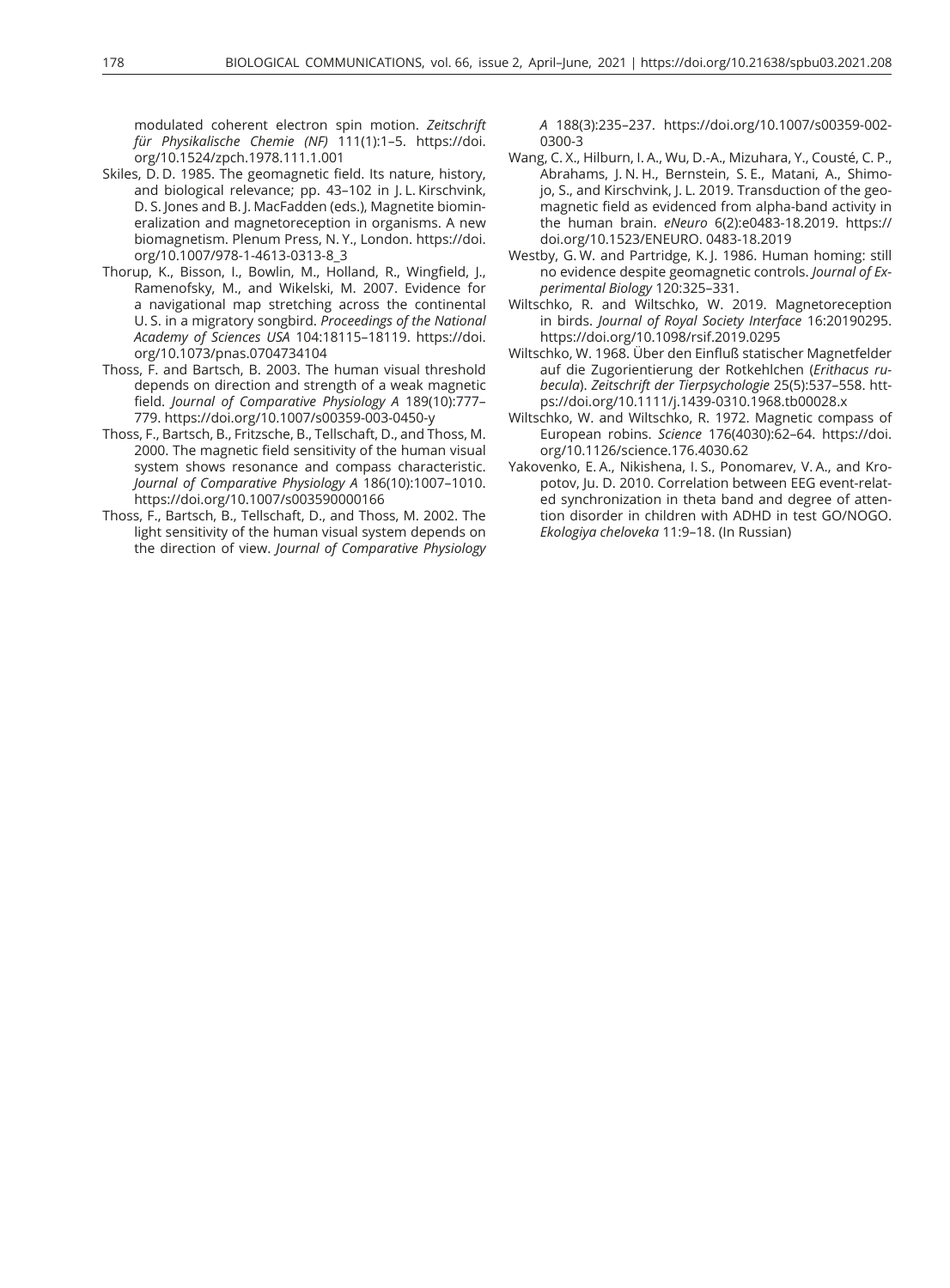modulated coherent electron spin motion. *Zeitschrift für Physikalische Chemie (NF)* 111(1):1–5. https://doi.org/10.1524/zpch.1978.111.1.001

Skiles, D. D. 1985. The geomagnetic field. Its nature, history, and biological relevance; pp. 43–102 in J. L. Kirschvink, D. S. Jones and B. J. MacFadden (eds.), Magnetite biomineralization and magnetoreception in organisms. A new biomagnetism. Plenum Press, N. Y., London. https://doi.org/10.1007/978-1-4613-0313-8_3

Thorup, K., Bisson, I., Bowlin, M., Holland, R., Wingfield, J., Ramenofsky, M., and Wikelski, M. 2007. Evidence for a navigational map stretching across the continental U. S. in a migratory songbird. *Proceedings of the National Academy of Sciences USA* 104:18115–18119. https://doi.org/10.1073/pnas.0704734104

Thoss, F. and Bartsch, B. 2003. The human visual threshold depends on direction and strength of a weak magnetic field. *Journal of Comparative Physiology A* 189(10):777–779. https://doi.org/10.1007/s00359-003-0450-y

Thoss, F., Bartsch, B., Fritzsche, B., Tellschaft, D., and Thoss, M. 2000. The magnetic field sensitivity of the human visual system shows resonance and compass characteristic. *Journal of Comparative Physiology A* 186(10):1007–1010. https://doi.org/10.1007/s003590000166

Thoss, F., Bartsch, B., Tellschaft, D., and Thoss, M. 2002. The light sensitivity of the human visual system depends on the direction of view. *Journal of Comparative Physiology A* 188(3):235–237. https://doi.org/10.1007/s00359-002-0300-3

Wang, C. X., Hilburn, I. A., Wu, D.-A., Mizuhara, Y., Cousté, C. P., Abrahams, J. N. H., Bernstein, S. E., Matani, A., Shimojo, S., and Kirschvink, J. L. 2019. Transduction of the geomagnetic field as evidenced from alpha-band activity in the human brain. *eNeuro* 6(2):e0483-18.2019. https://doi.org/10.1523/ENEURO. 0483-18.2019

Westby, G. W. and Partridge, K. J. 1986. Human homing: still no evidence despite geomagnetic controls. *Journal of Experimental Biology* 120:325–331.

Wiltschko, R. and Wiltschko, W. 2019. Magnetoreception in birds. *Journal of Royal Society Interface* 16:20190295. https://doi.org/10.1098/rsif.2019.0295

Wiltschko, W. 1968. Über den Einfluß statischer Magnetfelder auf die Zugorientierung der Rotkehlchen (*Erithacus rubecula*). *Zeitschrift der Tierpsychologie* 25(5):537–558. https://doi.org/10.1111/j.1439-0310.1968.tb00028.x

Wiltschko, W. and Wiltschko, R. 1972. Magnetic compass of European robins. *Science* 176(4030):62–64. https://doi.org/10.1126/science.176.4030.62

Yakovenko, E. A., Nikishena, I. S., Ponomarev, V. A., and Kropotov, Ju. D. 2010. Correlation between EEG event-related synchronization in theta band and degree of attention disorder in children with ADHD in test GO/NOGO. *Ekologiya cheloveka* 11:9–18. (In Russian)